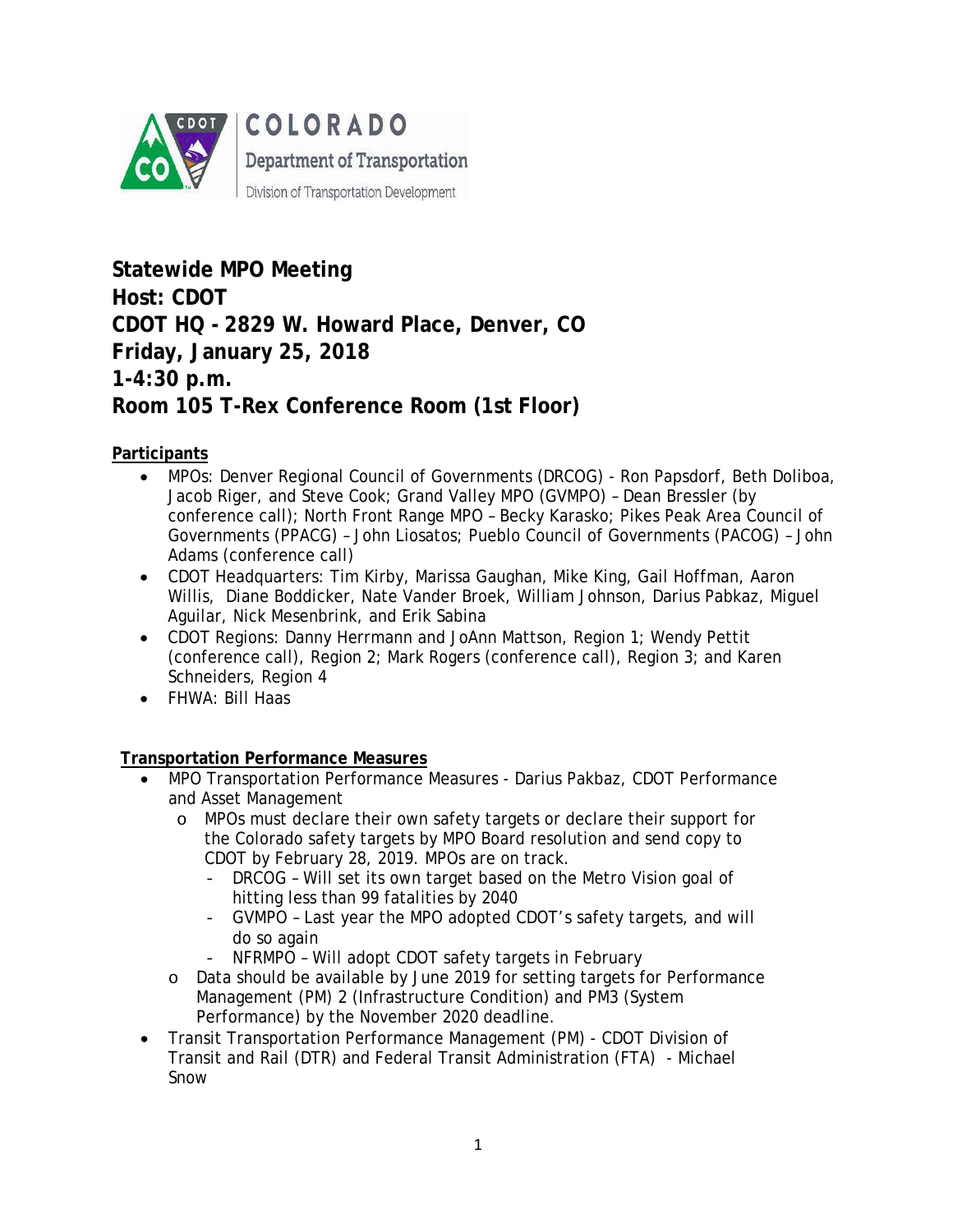COLORADO

Department of Transportation

Division of Transportation Development

**Statewide MPO Meeting**
**Host: CDOT**
**CDOT HQ - 2829 W. Howard Place, Denver, CO**
**Friday, January 25, 2018**
**1-4:30 p.m.**
**Room 105 T-Rex Conference Room (1st Floor)**

**Participants**

- MPOs: Denver Regional Council of Governments (DRCOG) - Ron Papsdorf, Beth Doliboa, Jacob Riger, and Steve Cook; Grand Valley MPO (GVMPO) – Dean Bressler (by conference call); North Front Range MPO – Becky Karasko; Pikes Peak Area Council of Governments (PPACG) – John Liosatos; Pueblo Council of Governments (PACOG) – John Adams (conference call)
- CDOT Headquarters: Tim Kirby, Marissa Gaughan, Mike King, Gail Hoffman, Aaron Willis, Diane Boddicker, Nate Vander Broek, William Johnson, Darius Pabkaz, Miguel Aguilar, Nick Mesenbrink, and Erik Sabina
- CDOT Regions: Danny Herrmann and JoAnn Mattson, Region 1; Wendy Pettit (conference call), Region 2; Mark Rogers (conference call), Region 3; and Karen Schneiders, Region 4
- FHWA: Bill Haas

**Transportation Performance Measures**

- MPO Transportation Performance Measures - Darius Pakbaz, CDOT Performance and Asset Management
  - MPOs must declare their own safety targets or declare their support for the Colorado safety targets by MPO Board resolution and send copy to CDOT by February 28, 2019. MPOs are on track.
    - DRCOG – Will set its own target based on the Metro Vision goal of hitting less than 99 fatalities by 2040
    - GVMPO – Last year the MPO adopted CDOT's safety targets, and will do so again
    - NFRMPO – Will adopt CDOT safety targets in February
  - Data should be available by June 2019 for setting targets for Performance Management (PM) 2 (Infrastructure Condition) and PM3 (System Performance) by the November 2020 deadline.
- Transit Transportation Performance Management (PM) - CDOT Division of Transit and Rail (DTR) and Federal Transit Administration (FTA) - Michael Snow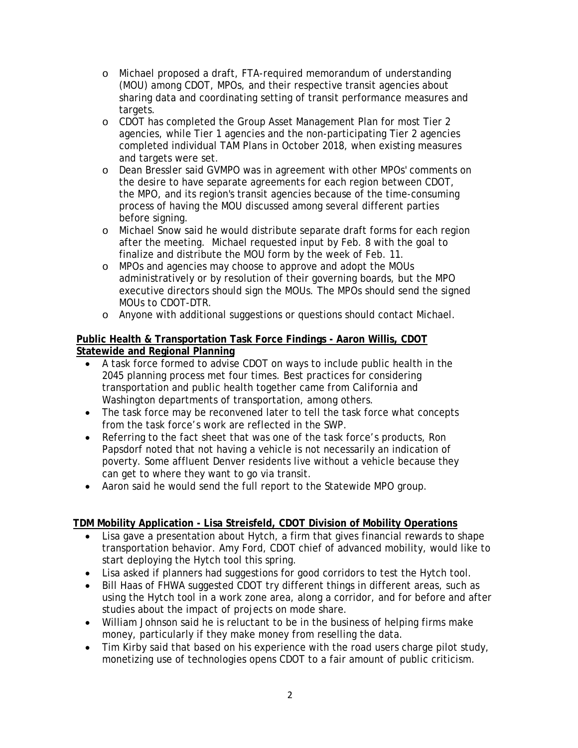- Michael proposed a draft, FTA-required memorandum of understanding (MOU) among CDOT, MPOs, and their respective transit agencies about sharing data and coordinating setting of transit performance measures and targets.
- CDOT has completed the Group Asset Management Plan for most Tier 2 agencies, while Tier 1 agencies and the non-participating Tier 2 agencies completed individual TAM Plans in October 2018, when existing measures and targets were set.
- Dean Bressler said GVMPO was in agreement with other MPOs' comments on the desire to have separate agreements for each region between CDOT, the MPO, and its region's transit agencies because of the time-consuming process of having the MOU discussed among several different parties before signing.
- Michael Snow said he would distribute separate draft forms for each region after the meeting. Michael requested input by Feb. 8 with the goal to finalize and distribute the MOU form by the week of Feb. 11.
- MPOs and agencies may choose to approve and adopt the MOUs administratively or by resolution of their governing boards, but the MPO executive directors should sign the MOUs. The MPOs should send the signed MOUs to CDOT-DTR.
- Anyone with additional suggestions or questions should contact Michael.

**Public Health & Transportation Task Force Findings - Aaron Willis, CDOT Statewide and Regional Planning**

- A task force formed to advise CDOT on ways to include public health in the 2045 planning process met four times. Best practices for considering transportation and public health together came from California and Washington departments of transportation, among others.
- The task force may be reconvened later to tell the task force what concepts from the task force's work are reflected in the SWP.
- Referring to the fact sheet that was one of the task force's products, Ron Papsdorf noted that not having a vehicle is not necessarily an indication of poverty. Some affluent Denver residents live without a vehicle because they can get to where they want to go via transit.
- Aaron said he would send the full report to the Statewide MPO group.

**TDM Mobility Application - Lisa Streisfeld, CDOT Division of Mobility Operations**

- Lisa gave a presentation about Hytch, a firm that gives financial rewards to shape transportation behavior. Amy Ford, CDOT chief of advanced mobility, would like to start deploying the Hytch tool this spring.
- Lisa asked if planners had suggestions for good corridors to test the Hytch tool.
- Bill Haas of FHWA suggested CDOT try different things in different areas, such as using the Hytch tool in a work zone area, along a corridor, and for before and after studies about the impact of projects on mode share.
- William Johnson said he is reluctant to be in the business of helping firms make money, particularly if they make money from reselling the data.
- Tim Kirby said that based on his experience with the road users charge pilot study, monetizing use of technologies opens CDOT to a fair amount of public criticism.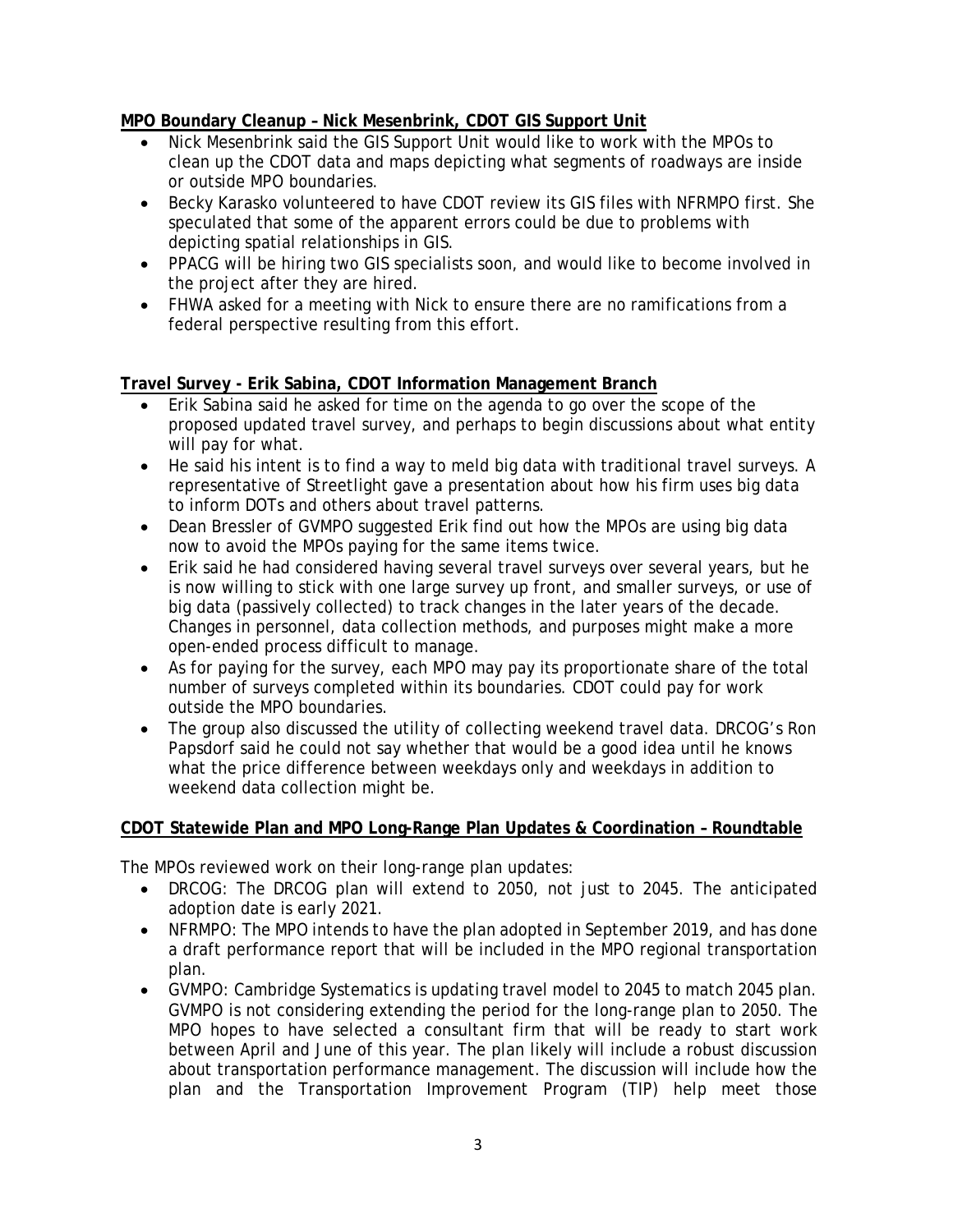**MPO Boundary Cleanup – Nick Mesenbrink, CDOT GIS Support Unit**

- Nick Mesenbrink said the GIS Support Unit would like to work with the MPOs to clean up the CDOT data and maps depicting what segments of roadways are inside or outside MPO boundaries.
- Becky Karasko volunteered to have CDOT review its GIS files with NFRMPO first. She speculated that some of the apparent errors could be due to problems with depicting spatial relationships in GIS.
- PPACG will be hiring two GIS specialists soon, and would like to become involved in the project after they are hired.
- FHWA asked for a meeting with Nick to ensure there are no ramifications from a federal perspective resulting from this effort.

**Travel Survey - Erik Sabina, CDOT Information Management Branch**

- Erik Sabina said he asked for time on the agenda to go over the scope of the proposed updated travel survey, and perhaps to begin discussions about what entity will pay for what.
- He said his intent is to find a way to meld big data with traditional travel surveys. A representative of Streetlight gave a presentation about how his firm uses big data to inform DOTs and others about travel patterns.
- Dean Bressler of GVMPO suggested Erik find out how the MPOs are using big data now to avoid the MPOs paying for the same items twice.
- Erik said he had considered having several travel surveys over several years, but he is now willing to stick with one large survey up front, and smaller surveys, or use of big data (passively collected) to track changes in the later years of the decade. Changes in personnel, data collection methods, and purposes might make a more open-ended process difficult to manage.
- As for paying for the survey, each MPO may pay its proportionate share of the total number of surveys completed within its boundaries. CDOT could pay for work outside the MPO boundaries.
- The group also discussed the utility of collecting weekend travel data. DRCOG's Ron Papsdorf said he could not say whether that would be a good idea until he knows what the price difference between weekdays only and weekdays in addition to weekend data collection might be.

**CDOT Statewide Plan and MPO Long-Range Plan Updates & Coordination – Roundtable**

The MPOs reviewed work on their long-range plan updates:

- DRCOG: The DRCOG plan will extend to 2050, not just to 2045. The anticipated adoption date is early 2021.
- NFRMPO: The MPO intends to have the plan adopted in September 2019, and has done a draft performance report that will be included in the MPO regional transportation plan.
- GVMPO: Cambridge Systematics is updating travel model to 2045 to match 2045 plan. GVMPO is not considering extending the period for the long-range plan to 2050. The MPO hopes to have selected a consultant firm that will be ready to start work between April and June of this year. The plan likely will include a robust discussion about transportation performance management. The discussion will include how the plan and the Transportation Improvement Program (TIP) help meet those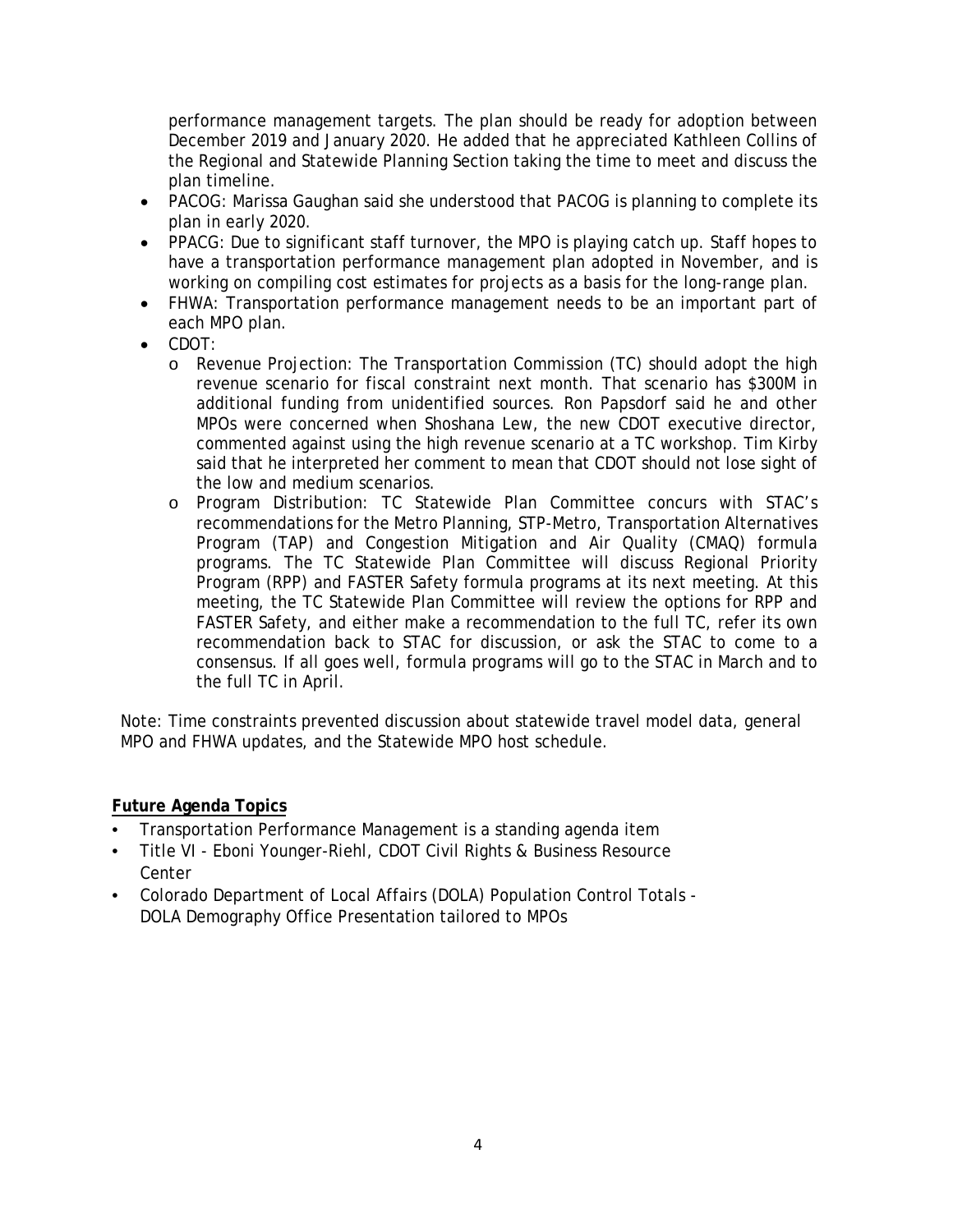performance management targets. The plan should be ready for adoption between December 2019 and January 2020. He added that he appreciated Kathleen Collins of the Regional and Statewide Planning Section taking the time to meet and discuss the plan timeline.

- PACOG: Marissa Gaughan said she understood that PACOG is planning to complete its plan in early 2020.
- PPACG: Due to significant staff turnover, the MPO is playing catch up. Staff hopes to have a transportation performance management plan adopted in November, and is working on compiling cost estimates for projects as a basis for the long-range plan.
- FHWA: Transportation performance management needs to be an important part of each MPO plan.
- CDOT:
  - Revenue Projection: The Transportation Commission (TC) should adopt the high revenue scenario for fiscal constraint next month. That scenario has $300M in additional funding from unidentified sources. Ron Papsdorf said he and other MPOs were concerned when Shoshana Lew, the new CDOT executive director, commented against using the high revenue scenario at a TC workshop. Tim Kirby said that he interpreted her comment to mean that CDOT should not lose sight of the low and medium scenarios.
  - Program Distribution: TC Statewide Plan Committee concurs with STAC's recommendations for the Metro Planning, STP-Metro, Transportation Alternatives Program (TAP) and Congestion Mitigation and Air Quality (CMAQ) formula programs. The TC Statewide Plan Committee will discuss Regional Priority Program (RPP) and FASTER Safety formula programs at its next meeting. At this meeting, the TC Statewide Plan Committee will review the options for RPP and FASTER Safety, and either make a recommendation to the full TC, refer its own recommendation back to STAC for discussion, or ask the STAC to come to a consensus. If all goes well, formula programs will go to the STAC in March and to the full TC in April.

Note: Time constraints prevented discussion about statewide travel model data, general MPO and FHWA updates, and the Statewide MPO host schedule.

**Future Agenda Topics**

- Transportation Performance Management is a standing agenda item
- Title VI - Eboni Younger-Riehl, CDOT Civil Rights & Business Resource Center
- Colorado Department of Local Affairs (DOLA) Population Control Totals - DOLA Demography Office Presentation tailored to MPOs